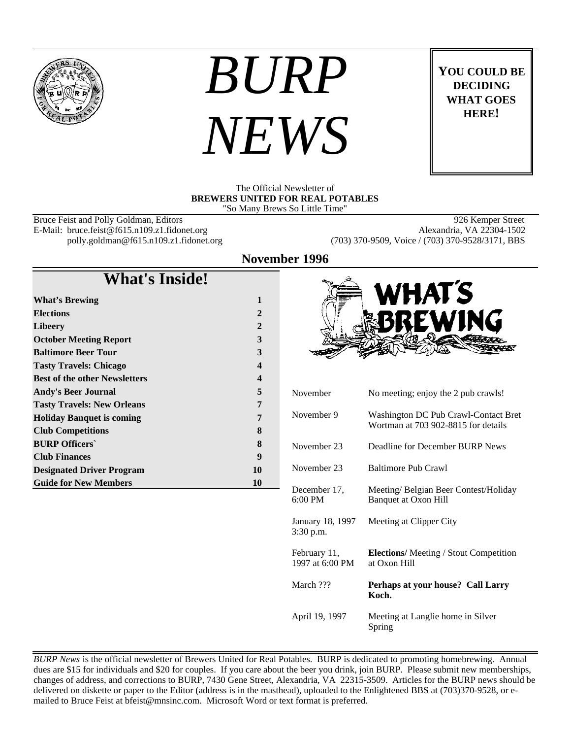# BURP NEWS

**YOU COULD BE DECIDING WHAT GOES HERE!**

The Official Newsletter of
**BREWERS UNITED FOR REAL POTABLES**
"So Many Brews So Little Time"

Bruce Feist and Polly Goldman, Editors
E-Mail: bruce.feist@f615.n109.z1.fidonet.org
polly.goldman@f615.n109.z1.fidonet.org

926 Kemper Street
Alexandria, VA 22304-1502
(703) 370-9509, Voice / (703) 370-9528/3171, BBS

## November 1996

## What's Inside!

| | |
|---|---|
| **What's Brewing** | **1** |
| **Elections** | **2** |
| **Libeery** | **2** |
| **October Meeting Report** | **3** |
| **Baltimore Beer Tour** | **3** |
| **Tasty Travels: Chicago** | **4** |
| **Best of the other Newsletters** | **4** |
| **Andy's Beer Journal** | **5** |
| **Tasty Travels: New Orleans** | **7** |
| **Holiday Banquet is coming** | **7** |
| **Club Competitions** | **8** |
| **BURP Officers`** | **8** |
| **Club Finances** | **9** |
| **Designated Driver Program** | **10** |
| **Guide for New Members** | **10** |

## WHAT'S BREWING

| | |
|---|---|
| November | No meeting; enjoy the 2 pub crawls! |
| November 9 | Washington DC Pub Crawl-Contact Bret Wortman at 703 902-8815 for details |
| November 23 | Deadline for December BURP News |
| November 23 | Baltimore Pub Crawl |
| December 17, 6:00 PM | Meeting/ Belgian Beer Contest/Holiday Banquet at Oxon Hill |
| January 18, 1997 3:30 p.m. | Meeting at Clipper City |
| February 11, 1997 at 6:00 PM | **Elections/** Meeting / Stout Competition at Oxon Hill |
| March ??? | **Perhaps at your house? Call Larry Koch.** |
| April 19, 1997 | Meeting at Langlie home in Silver Spring |

*BURP News* is the official newsletter of Brewers United for Real Potables. BURP is dedicated to promoting homebrewing. Annual dues are $15 for individuals and $20 for couples. If you care about the beer you drink, join BURP. Please submit new memberships, changes of address, and corrections to BURP, 7430 Gene Street, Alexandria, VA 22315-3509. Articles for the BURP news should be delivered on diskette or paper to the Editor (address is in the masthead), uploaded to the Enlightened BBS at (703)370-9528, or e-mailed to Bruce Feist at bfeist@mnsinc.com. Microsoft Word or text format is preferred.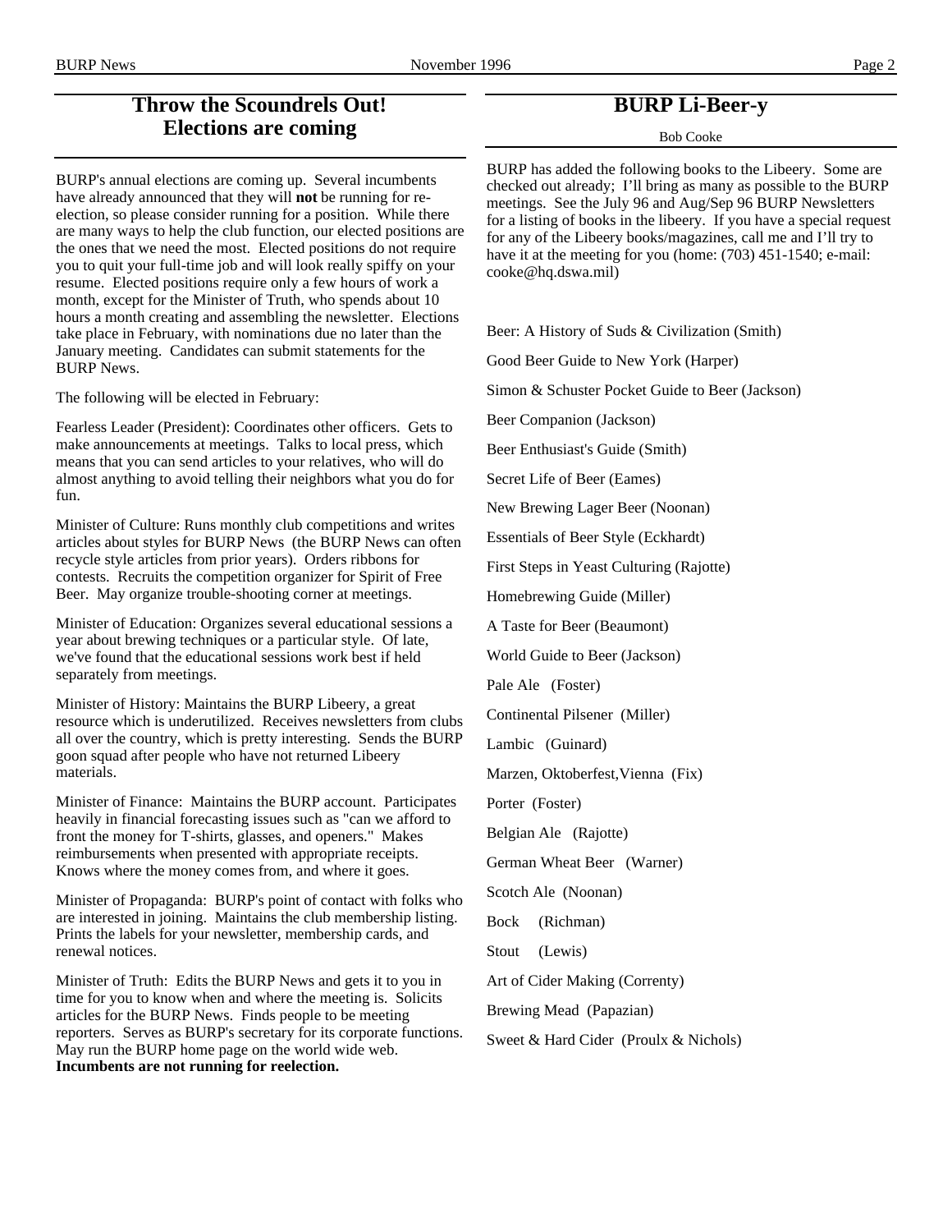## Throw the Scoundrels Out! Elections are coming

BURP's annual elections are coming up. Several incumbents have already announced that they will **not** be running for re-election, so please consider running for a position. While there are many ways to help the club function, our elected positions are the ones that we need the most. Elected positions do not require you to quit your full-time job and will look really spiffy on your resume. Elected positions require only a few hours of work a month, except for the Minister of Truth, who spends about 10 hours a month creating and assembling the newsletter. Elections take place in February, with nominations due no later than the January meeting. Candidates can submit statements for the BURP News.

The following will be elected in February:

Fearless Leader (President): Coordinates other officers. Gets to make announcements at meetings. Talks to local press, which means that you can send articles to your relatives, who will do almost anything to avoid telling their neighbors what you do for fun.

Minister of Culture: Runs monthly club competitions and writes articles about styles for BURP News (the BURP News can often recycle style articles from prior years). Orders ribbons for contests. Recruits the competition organizer for Spirit of Free Beer. May organize trouble-shooting corner at meetings.

Minister of Education: Organizes several educational sessions a year about brewing techniques or a particular style. Of late, we've found that the educational sessions work best if held separately from meetings.

Minister of History: Maintains the BURP Libeery, a great resource which is underutilized. Receives newsletters from clubs all over the country, which is pretty interesting. Sends the BURP goon squad after people who have not returned Libeery materials.

Minister of Finance: Maintains the BURP account. Participates heavily in financial forecasting issues such as "can we afford to front the money for T-shirts, glasses, and openers." Makes reimbursements when presented with appropriate receipts. Knows where the money comes from, and where it goes.

Minister of Propaganda: BURP's point of contact with folks who are interested in joining. Maintains the club membership listing. Prints the labels for your newsletter, membership cards, and renewal notices.

Minister of Truth: Edits the BURP News and gets it to you in time for you to know when and where the meeting is. Solicits articles for the BURP News. Finds people to be meeting reporters. Serves as BURP's secretary for its corporate functions. May run the BURP home page on the world wide web. **Incumbents are not running for reelection.**

## BURP Li-Beer-y

Bob Cooke

BURP has added the following books to the Libeery. Some are checked out already; I'll bring as many as possible to the BURP meetings. See the July 96 and Aug/Sep 96 BURP Newsletters for a listing of books in the libeery. If you have a special request for any of the Libeery books/magazines, call me and I'll try to have it at the meeting for you (home: (703) 451-1540; e-mail: cooke@hq.dswa.mil)

Beer: A History of Suds & Civilization (Smith)

Good Beer Guide to New York (Harper)

Simon & Schuster Pocket Guide to Beer (Jackson)

Beer Companion (Jackson)

Beer Enthusiast's Guide (Smith)

Secret Life of Beer (Eames)

New Brewing Lager Beer (Noonan)

Essentials of Beer Style (Eckhardt)

First Steps in Yeast Culturing (Rajotte)

Homebrewing Guide (Miller)

A Taste for Beer (Beaumont)

World Guide to Beer (Jackson)

Pale Ale (Foster)

Continental Pilsener (Miller)

Lambic (Guinard)

Marzen, Oktoberfest,Vienna (Fix)

Porter (Foster)

Belgian Ale (Rajotte)

German Wheat Beer (Warner)

Scotch Ale (Noonan)

Bock (Richman)

Stout (Lewis)

Art of Cider Making (Correnty)

Brewing Mead (Papazian)

Sweet & Hard Cider (Proulx & Nichols)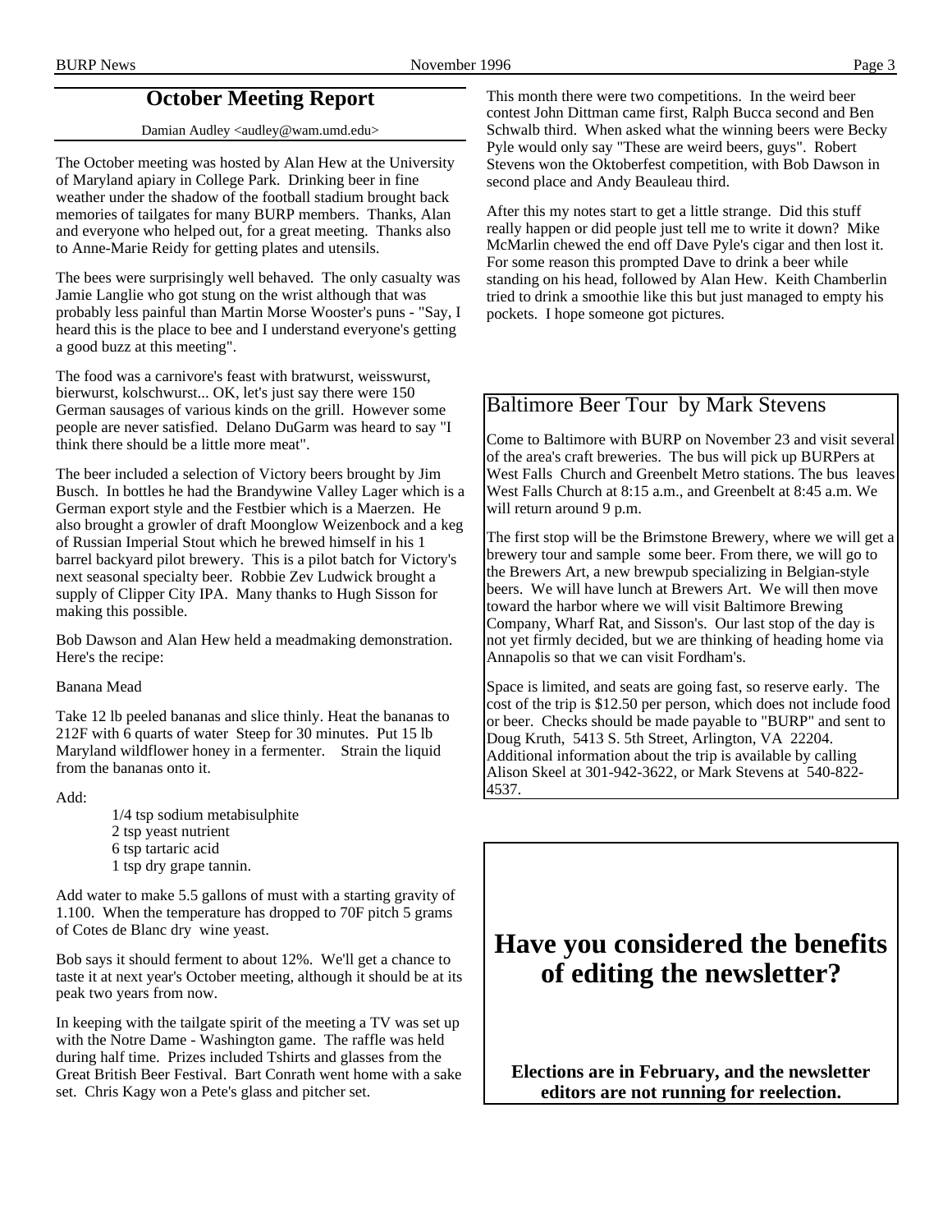## October Meeting Report

Damian Audley <audley@wam.umd.edu>

The October meeting was hosted by Alan Hew at the University of Maryland apiary in College Park. Drinking beer in fine weather under the shadow of the football stadium brought back memories of tailgates for many BURP members. Thanks, Alan and everyone who helped out, for a great meeting. Thanks also to Anne-Marie Reidy for getting plates and utensils.

The bees were surprisingly well behaved. The only casualty was Jamie Langlie who got stung on the wrist although that was probably less painful than Martin Morse Wooster's puns - "Say, I heard this is the place to bee and I understand everyone's getting a good buzz at this meeting".

The food was a carnivore's feast with bratwurst, weisswurst, bierwurst, kolschwurst... OK, let's just say there were 150 German sausages of various kinds on the grill. However some people are never satisfied. Delano DuGarm was heard to say "I think there should be a little more meat".

The beer included a selection of Victory beers brought by Jim Busch. In bottles he had the Brandywine Valley Lager which is a German export style and the Festbier which is a Maerzen. He also brought a growler of draft Moonglow Weizenbock and a keg of Russian Imperial Stout which he brewed himself in his 1 barrel backyard pilot brewery. This is a pilot batch for Victory's next seasonal specialty beer. Robbie Zev Ludwick brought a supply of Clipper City IPA. Many thanks to Hugh Sisson for making this possible.

Bob Dawson and Alan Hew held a meadmaking demonstration. Here's the recipe:

Banana Mead

Take 12 lb peeled bananas and slice thinly. Heat the bananas to 212F with 6 quarts of water Steep for 30 minutes. Put 15 lb Maryland wildflower honey in a fermenter. Strain the liquid from the bananas onto it.

Add:

- 1/4 tsp sodium metabisulphite
- 2 tsp yeast nutrient
- 6 tsp tartaric acid
- 1 tsp dry grape tannin.

Add water to make 5.5 gallons of must with a starting gravity of 1.100. When the temperature has dropped to 70F pitch 5 grams of Cotes de Blanc dry wine yeast.

Bob says it should ferment to about 12%. We'll get a chance to taste it at next year's October meeting, although it should be at its peak two years from now.

In keeping with the tailgate spirit of the meeting a TV was set up with the Notre Dame - Washington game. The raffle was held during half time. Prizes included Tshirts and glasses from the Great British Beer Festival. Bart Conrath went home with a sake set. Chris Kagy won a Pete's glass and pitcher set.

This month there were two competitions. In the weird beer contest John Dittman came first, Ralph Bucca second and Ben Schwalb third. When asked what the winning beers were Becky Pyle would only say "These are weird beers, guys". Robert Stevens won the Oktoberfest competition, with Bob Dawson in second place and Andy Beauleau third.

After this my notes start to get a little strange. Did this stuff really happen or did people just tell me to write it down? Mike McMarlin chewed the end off Dave Pyle's cigar and then lost it. For some reason this prompted Dave to drink a beer while standing on his head, followed by Alan Hew. Keith Chamberlin tried to drink a smoothie like this but just managed to empty his pockets. I hope someone got pictures.

## Baltimore Beer Tour by Mark Stevens

Come to Baltimore with BURP on November 23 and visit several of the area's craft breweries. The bus will pick up BURPers at West Falls Church and Greenbelt Metro stations. The bus leaves West Falls Church at 8:15 a.m., and Greenbelt at 8:45 a.m. We will return around 9 p.m.

The first stop will be the Brimstone Brewery, where we will get a brewery tour and sample some beer. From there, we will go to the Brewers Art, a new brewpub specializing in Belgian-style beers. We will have lunch at Brewers Art. We will then move toward the harbor where we will visit Baltimore Brewing Company, Wharf Rat, and Sisson's. Our last stop of the day is not yet firmly decided, but we are thinking of heading home via Annapolis so that we can visit Fordham's.

Space is limited, and seats are going fast, so reserve early. The cost of the trip is $12.50 per person, which does not include food or beer. Checks should be made payable to "BURP" and sent to Doug Kruth, 5413 S. 5th Street, Arlington, VA 22204. Additional information about the trip is available by calling Alison Skeel at 301-942-3622, or Mark Stevens at 540-822-4537.

## Have you considered the benefits of editing the newsletter?

**Elections are in February, and the newsletter editors are not running for reelection.**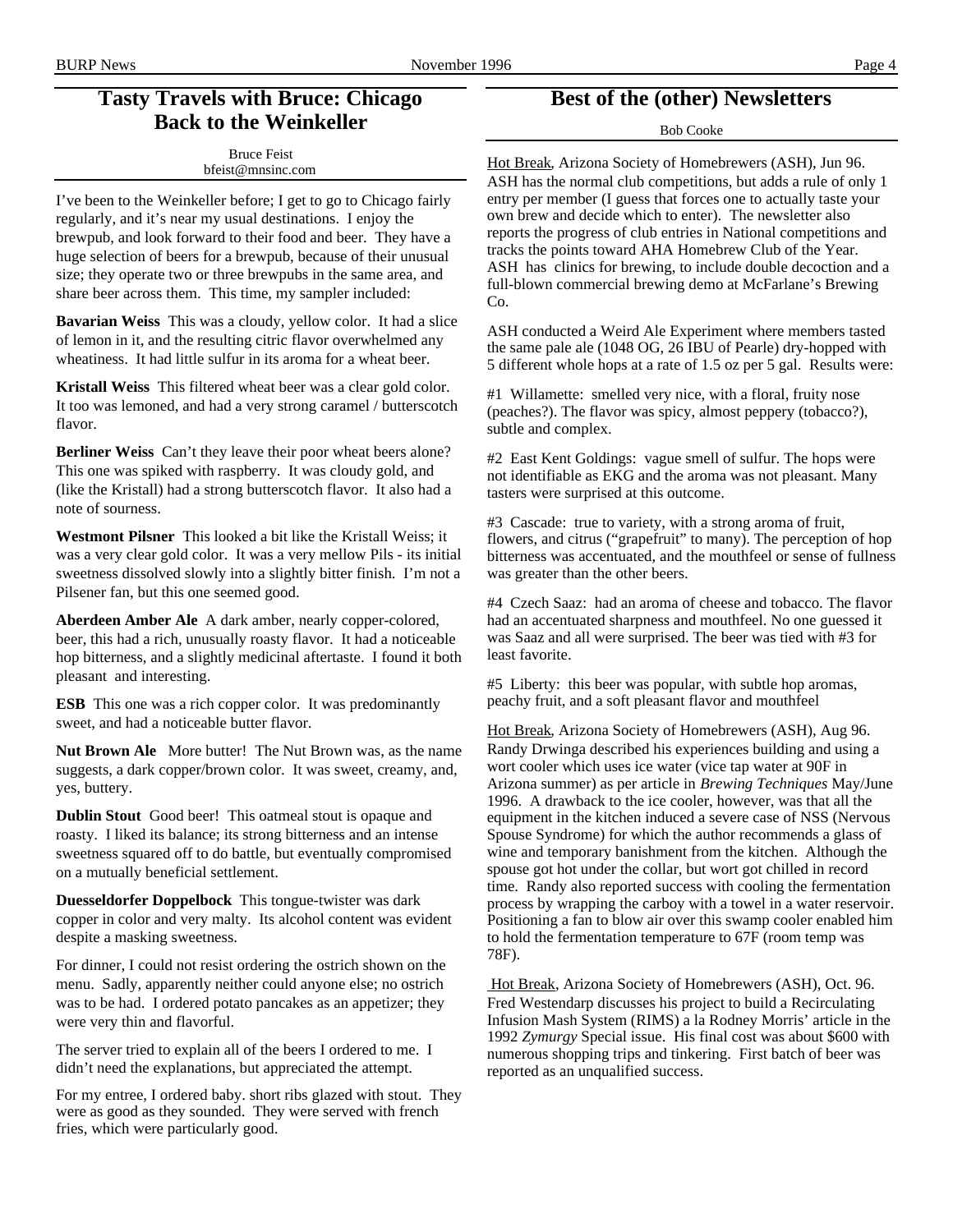## Tasty Travels with Bruce: Chicago Back to the Weinkeller

Bruce Feist
bfeist@mnsinc.com

I've been to the Weinkeller before; I get to go to Chicago fairly regularly, and it's near my usual destinations. I enjoy the brewpub, and look forward to their food and beer. They have a huge selection of beers for a brewpub, because of their unusual size; they operate two or three brewpubs in the same area, and share beer across them. This time, my sampler included:

**Bavarian Weiss** This was a cloudy, yellow color. It had a slice of lemon in it, and the resulting citric flavor overwhelmed any wheatiness. It had little sulfur in its aroma for a wheat beer.

**Kristall Weiss** This filtered wheat beer was a clear gold color. It too was lemoned, and had a very strong caramel / butterscotch flavor.

**Berliner Weiss** Can't they leave their poor wheat beers alone? This one was spiked with raspberry. It was cloudy gold, and (like the Kristall) had a strong butterscotch flavor. It also had a note of sourness.

**Westmont Pilsner** This looked a bit like the Kristall Weiss; it was a very clear gold color. It was a very mellow Pils - its initial sweetness dissolved slowly into a slightly bitter finish. I'm not a Pilsener fan, but this one seemed good.

**Aberdeen Amber Ale** A dark amber, nearly copper-colored, beer, this had a rich, unusually roasty flavor. It had a noticeable hop bitterness, and a slightly medicinal aftertaste. I found it both pleasant and interesting.

**ESB** This one was a rich copper color. It was predominantly sweet, and had a noticeable butter flavor.

**Nut Brown Ale** More butter! The Nut Brown was, as the name suggests, a dark copper/brown color. It was sweet, creamy, and, yes, buttery.

**Dublin Stout** Good beer! This oatmeal stout is opaque and roasty. I liked its balance; its strong bitterness and an intense sweetness squared off to do battle, but eventually compromised on a mutually beneficial settlement.

**Duesseldorfer Doppelbock** This tongue-twister was dark copper in color and very malty. Its alcohol content was evident despite a masking sweetness.

For dinner, I could not resist ordering the ostrich shown on the menu. Sadly, apparently neither could anyone else; no ostrich was to be had. I ordered potato pancakes as an appetizer; they were very thin and flavorful.

The server tried to explain all of the beers I ordered to me. I didn't need the explanations, but appreciated the attempt.

For my entree, I ordered baby. short ribs glazed with stout. They were as good as they sounded. They were served with french fries, which were particularly good.

## Best of the (other) Newsletters

Bob Cooke

Hot Break, Arizona Society of Homebrewers (ASH), Jun 96. ASH has the normal club competitions, but adds a rule of only 1 entry per member (I guess that forces one to actually taste your own brew and decide which to enter). The newsletter also reports the progress of club entries in National competitions and tracks the points toward AHA Homebrew Club of the Year. ASH has clinics for brewing, to include double decoction and a full-blown commercial brewing demo at McFarlane's Brewing Co.

ASH conducted a Weird Ale Experiment where members tasted the same pale ale (1048 OG, 26 IBU of Pearle) dry-hopped with 5 different whole hops at a rate of 1.5 oz per 5 gal. Results were:

#1 Willamette: smelled very nice, with a floral, fruity nose (peaches?). The flavor was spicy, almost peppery (tobacco?), subtle and complex.

#2 East Kent Goldings: vague smell of sulfur. The hops were not identifiable as EKG and the aroma was not pleasant. Many tasters were surprised at this outcome.

#3 Cascade: true to variety, with a strong aroma of fruit, flowers, and citrus ("grapefruit" to many). The perception of hop bitterness was accentuated, and the mouthfeel or sense of fullness was greater than the other beers.

#4 Czech Saaz: had an aroma of cheese and tobacco. The flavor had an accentuated sharpness and mouthfeel. No one guessed it was Saaz and all were surprised. The beer was tied with #3 for least favorite.

#5 Liberty: this beer was popular, with subtle hop aromas, peachy fruit, and a soft pleasant flavor and mouthfeel

Hot Break, Arizona Society of Homebrewers (ASH), Aug 96. Randy Drwinga described his experiences building and using a wort cooler which uses ice water (vice tap water at 90F in Arizona summer) as per article in *Brewing Techniques* May/June 1996. A drawback to the ice cooler, however, was that all the equipment in the kitchen induced a severe case of NSS (Nervous Spouse Syndrome) for which the author recommends a glass of wine and temporary banishment from the kitchen. Although the spouse got hot under the collar, but wort got chilled in record time. Randy also reported success with cooling the fermentation process by wrapping the carboy with a towel in a water reservoir. Positioning a fan to blow air over this swamp cooler enabled him to hold the fermentation temperature to 67F (room temp was 78F).

Hot Break, Arizona Society of Homebrewers (ASH), Oct. 96. Fred Westendarp discusses his project to build a Recirculating Infusion Mash System (RIMS) a la Rodney Morris' article in the 1992 *Zymurgy* Special issue. His final cost was about $600 with numerous shopping trips and tinkering. First batch of beer was reported as an unqualified success.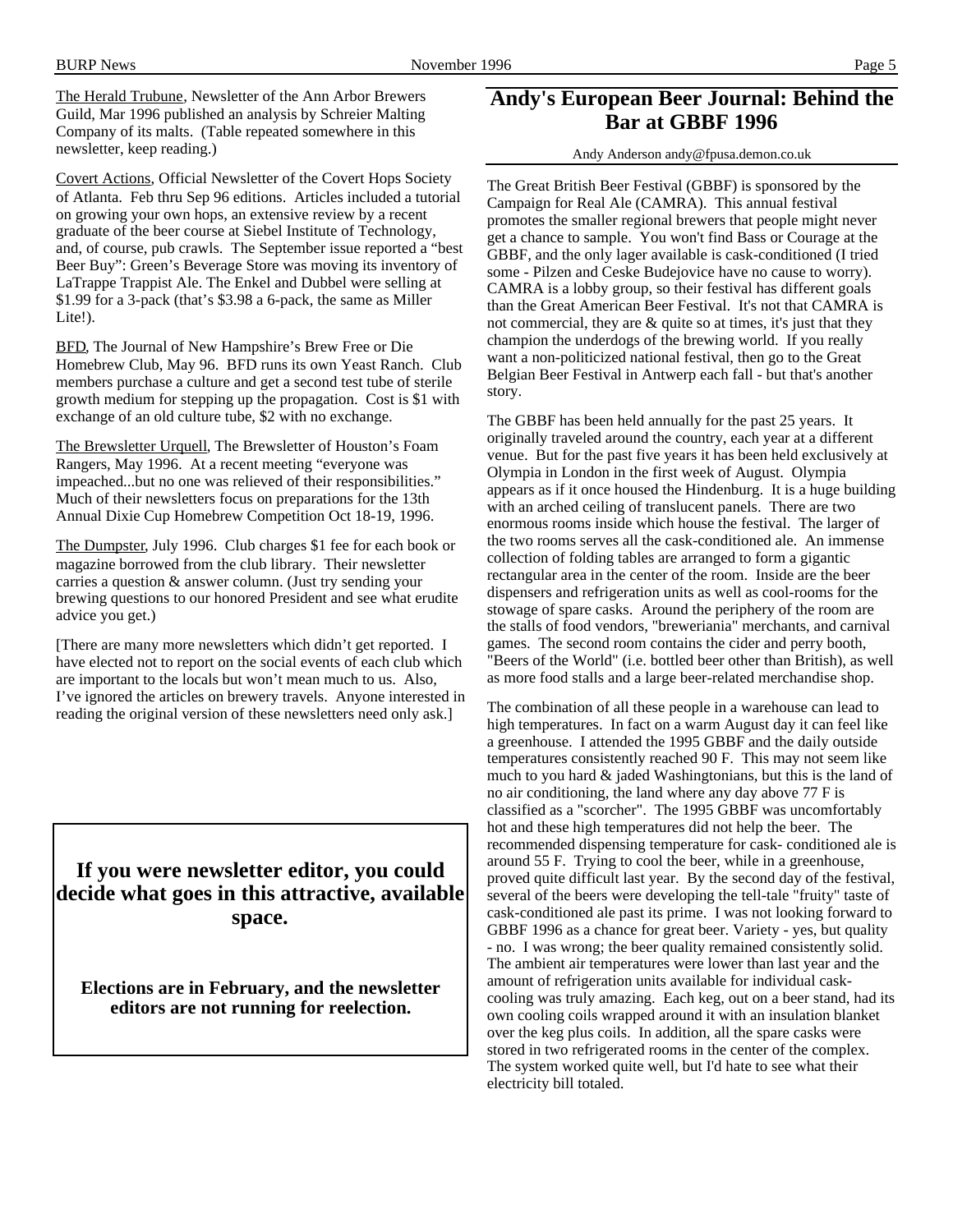The Herald Trubune, Newsletter of the Ann Arbor Brewers Guild, Mar 1996 published an analysis by Schreier Malting Company of its malts. (Table repeated somewhere in this newsletter, keep reading.)

Covert Actions, Official Newsletter of the Covert Hops Society of Atlanta. Feb thru Sep 96 editions. Articles included a tutorial on growing your own hops, an extensive review by a recent graduate of the beer course at Siebel Institute of Technology, and, of course, pub crawls. The September issue reported a "best Beer Buy": Green's Beverage Store was moving its inventory of LaTrappe Trappist Ale. The Enkel and Dubbel were selling at $1.99 for a 3-pack (that's $3.98 a 6-pack, the same as Miller Lite!).

BFD, The Journal of New Hampshire's Brew Free or Die Homebrew Club, May 96. BFD runs its own Yeast Ranch. Club members purchase a culture and get a second test tube of sterile growth medium for stepping up the propagation. Cost is $1 with exchange of an old culture tube, $2 with no exchange.

The Brewsletter Urquell, The Brewsletter of Houston's Foam Rangers, May 1996. At a recent meeting "everyone was impeached...but no one was relieved of their responsibilities." Much of their newsletters focus on preparations for the 13th Annual Dixie Cup Homebrew Competition Oct 18-19, 1996.

The Dumpster, July 1996. Club charges $1 fee for each book or magazine borrowed from the club library. Their newsletter carries a question & answer column. (Just try sending your brewing questions to our honored President and see what erudite advice you get.)

[There are many more newsletters which didn't get reported. I have elected not to report on the social events of each club which are important to the locals but won't mean much to us. Also, I've ignored the articles on brewery travels. Anyone interested in reading the original version of these newsletters need only ask.]

**If you were newsletter editor, you could decide what goes in this attractive, available space.**

**Elections are in February, and the newsletter editors are not running for reelection.**

## Andy's European Beer Journal: Behind the Bar at GBBF 1996

Andy Anderson andy@fpusa.demon.co.uk

The Great British Beer Festival (GBBF) is sponsored by the Campaign for Real Ale (CAMRA). This annual festival promotes the smaller regional brewers that people might never get a chance to sample. You won't find Bass or Courage at the GBBF, and the only lager available is cask-conditioned (I tried some - Pilzen and Ceske Budejovice have no cause to worry). CAMRA is a lobby group, so their festival has different goals than the Great American Beer Festival. It's not that CAMRA is not commercial, they are & quite so at times, it's just that they champion the underdogs of the brewing world. If you really want a non-politicized national festival, then go to the Great Belgian Beer Festival in Antwerp each fall - but that's another story.

The GBBF has been held annually for the past 25 years. It originally traveled around the country, each year at a different venue. But for the past five years it has been held exclusively at Olympia in London in the first week of August. Olympia appears as if it once housed the Hindenburg. It is a huge building with an arched ceiling of translucent panels. There are two enormous rooms inside which house the festival. The larger of the two rooms serves all the cask-conditioned ale. An immense collection of folding tables are arranged to form a gigantic rectangular area in the center of the room. Inside are the beer dispensers and refrigeration units as well as cool-rooms for the stowage of spare casks. Around the periphery of the room are the stalls of food vendors, "breweriania" merchants, and carnival games. The second room contains the cider and perry booth, "Beers of the World" (i.e. bottled beer other than British), as well as more food stalls and a large beer-related merchandise shop.

The combination of all these people in a warehouse can lead to high temperatures. In fact on a warm August day it can feel like a greenhouse. I attended the 1995 GBBF and the daily outside temperatures consistently reached 90 F. This may not seem like much to you hard & jaded Washingtonians, but this is the land of no air conditioning, the land where any day above 77 F is classified as a "scorcher". The 1995 GBBF was uncomfortably hot and these high temperatures did not help the beer. The recommended dispensing temperature for cask- conditioned ale is around 55 F. Trying to cool the beer, while in a greenhouse, proved quite difficult last year. By the second day of the festival, several of the beers were developing the tell-tale "fruity" taste of cask-conditioned ale past its prime. I was not looking forward to GBBF 1996 as a chance for great beer. Variety - yes, but quality - no. I was wrong; the beer quality remained consistently solid. The ambient air temperatures were lower than last year and the amount of refrigeration units available for individual cask-cooling was truly amazing. Each keg, out on a beer stand, had its own cooling coils wrapped around it with an insulation blanket over the keg plus coils. In addition, all the spare casks were stored in two refrigerated rooms in the center of the complex. The system worked quite well, but I'd hate to see what their electricity bill totaled.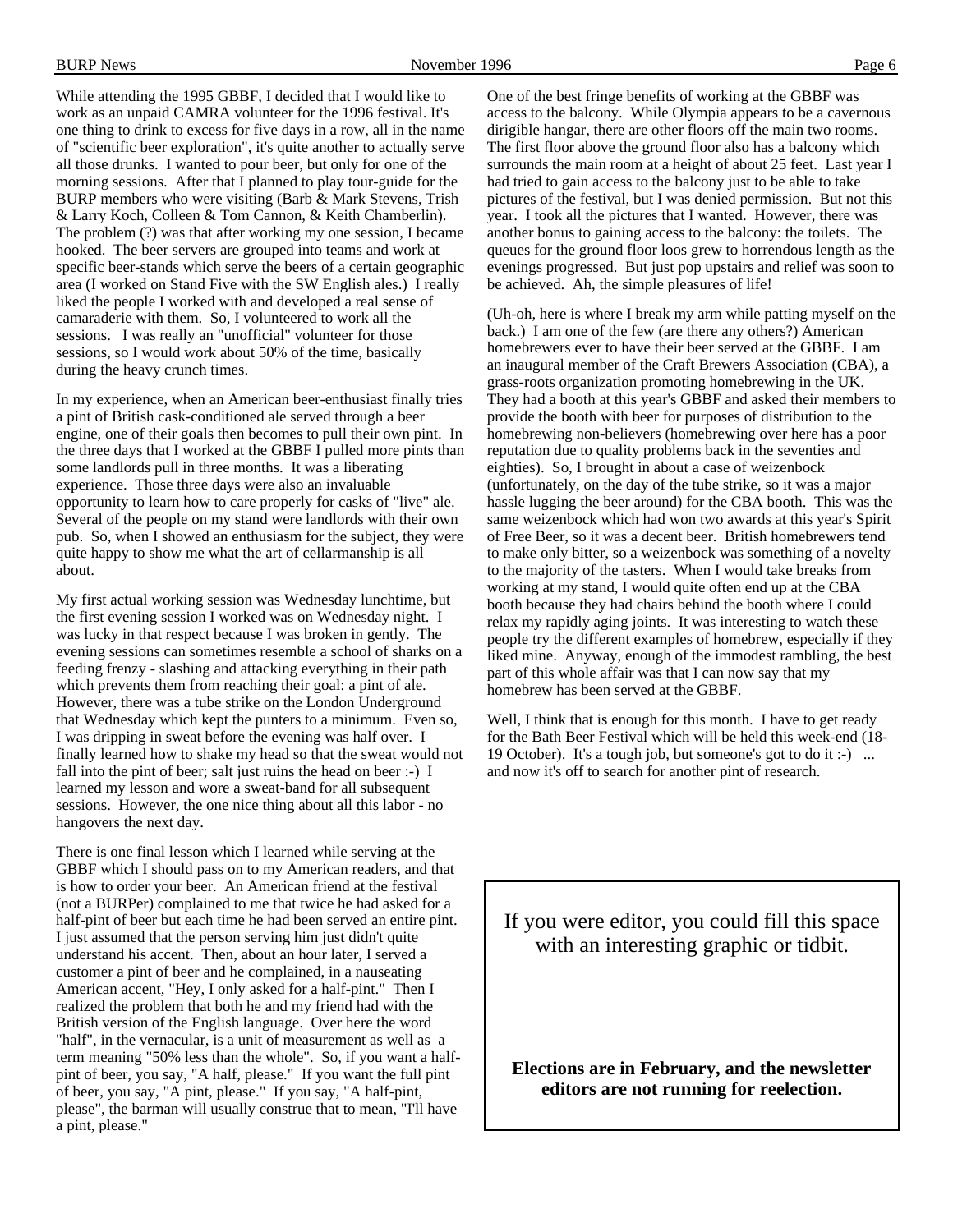While attending the 1995 GBBF, I decided that I would like to work as an unpaid CAMRA volunteer for the 1996 festival. It's one thing to drink to excess for five days in a row, all in the name of "scientific beer exploration", it's quite another to actually serve all those drunks. I wanted to pour beer, but only for one of the morning sessions. After that I planned to play tour-guide for the BURP members who were visiting (Barb & Mark Stevens, Trish & Larry Koch, Colleen & Tom Cannon, & Keith Chamberlin). The problem (?) was that after working my one session, I became hooked. The beer servers are grouped into teams and work at specific beer-stands which serve the beers of a certain geographic area (I worked on Stand Five with the SW English ales.) I really liked the people I worked with and developed a real sense of camaraderie with them. So, I volunteered to work all the sessions. I was really an "unofficial" volunteer for those sessions, so I would work about 50% of the time, basically during the heavy crunch times.

In my experience, when an American beer-enthusiast finally tries a pint of British cask-conditioned ale served through a beer engine, one of their goals then becomes to pull their own pint. In the three days that I worked at the GBBF I pulled more pints than some landlords pull in three months. It was a liberating experience. Those three days were also an invaluable opportunity to learn how to care properly for casks of "live" ale. Several of the people on my stand were landlords with their own pub. So, when I showed an enthusiasm for the subject, they were quite happy to show me what the art of cellarmanship is all about.

My first actual working session was Wednesday lunchtime, but the first evening session I worked was on Wednesday night. I was lucky in that respect because I was broken in gently. The evening sessions can sometimes resemble a school of sharks on a feeding frenzy - slashing and attacking everything in their path which prevents them from reaching their goal: a pint of ale. However, there was a tube strike on the London Underground that Wednesday which kept the punters to a minimum. Even so, I was dripping in sweat before the evening was half over. I finally learned how to shake my head so that the sweat would not fall into the pint of beer; salt just ruins the head on beer :-) I learned my lesson and wore a sweat-band for all subsequent sessions. However, the one nice thing about all this labor - no hangovers the next day.

There is one final lesson which I learned while serving at the GBBF which I should pass on to my American readers, and that is how to order your beer. An American friend at the festival (not a BURPer) complained to me that twice he had asked for a half-pint of beer but each time he had been served an entire pint. I just assumed that the person serving him just didn't quite understand his accent. Then, about an hour later, I served a customer a pint of beer and he complained, in a nauseating American accent, "Hey, I only asked for a half-pint." Then I realized the problem that both he and my friend had with the British version of the English language. Over here the word "half", in the vernacular, is a unit of measurement as well as a term meaning "50% less than the whole". So, if you want a half-pint of beer, you say, "A half, please." If you want the full pint of beer, you say, "A pint, please." If you say, "A half-pint, please", the barman will usually construe that to mean, "I'll have a pint, please."

One of the best fringe benefits of working at the GBBF was access to the balcony. While Olympia appears to be a cavernous dirigible hangar, there are other floors off the main two rooms. The first floor above the ground floor also has a balcony which surrounds the main room at a height of about 25 feet. Last year I had tried to gain access to the balcony just to be able to take pictures of the festival, but I was denied permission. But not this year. I took all the pictures that I wanted. However, there was another bonus to gaining access to the balcony: the toilets. The queues for the ground floor loos grew to horrendous length as the evenings progressed. But just pop upstairs and relief was soon to be achieved. Ah, the simple pleasures of life!

(Uh-oh, here is where I break my arm while patting myself on the back.) I am one of the few (are there any others?) American homebrewers ever to have their beer served at the GBBF. I am an inaugural member of the Craft Brewers Association (CBA), a grass-roots organization promoting homebrewing in the UK. They had a booth at this year's GBBF and asked their members to provide the booth with beer for purposes of distribution to the homebrewing non-believers (homebrewing over here has a poor reputation due to quality problems back in the seventies and eighties). So, I brought in about a case of weizenbock (unfortunately, on the day of the tube strike, so it was a major hassle lugging the beer around) for the CBA booth. This was the same weizenbock which had won two awards at this year's Spirit of Free Beer, so it was a decent beer. British homebrewers tend to make only bitter, so a weizenbock was something of a novelty to the majority of the tasters. When I would take breaks from working at my stand, I would quite often end up at the CBA booth because they had chairs behind the booth where I could relax my rapidly aging joints. It was interesting to watch these people try the different examples of homebrew, especially if they liked mine. Anyway, enough of the immodest rambling, the best part of this whole affair was that I can now say that my homebrew has been served at the GBBF.

Well, I think that is enough for this month. I have to get ready for the Bath Beer Festival which will be held this week-end (18-19 October). It's a tough job, but someone's got to do it :-) ... and now it's off to search for another pint of research.

If you were editor, you could fill this space with an interesting graphic or tidbit.

**Elections are in February, and the newsletter editors are not running for reelection.**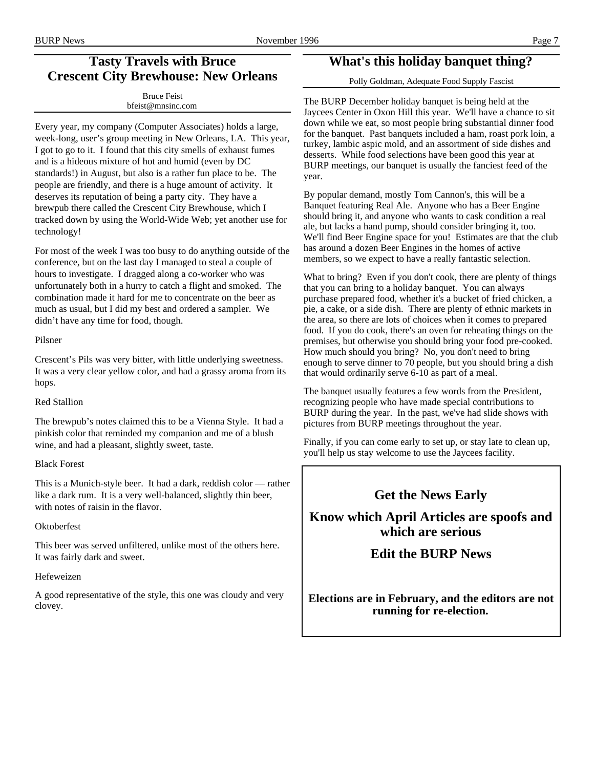## Tasty Travels with Bruce
## Crescent City Brewhouse: New Orleans

Bruce Feist
bfeist@mnsinc.com

Every year, my company (Computer Associates) holds a large, week-long, user's group meeting in New Orleans, LA. This year, I got to go to it. I found that this city smells of exhaust fumes and is a hideous mixture of hot and humid (even by DC standards!) in August, but also is a rather fun place to be. The people are friendly, and there is a huge amount of activity. It deserves its reputation of being a party city. They have a brewpub there called the Crescent City Brewhouse, which I tracked down by using the World-Wide Web; yet another use for technology!

For most of the week I was too busy to do anything outside of the conference, but on the last day I managed to steal a couple of hours to investigate. I dragged along a co-worker who was unfortunately both in a hurry to catch a flight and smoked. The combination made it hard for me to concentrate on the beer as much as usual, but I did my best and ordered a sampler. We didn't have any time for food, though.

Pilsner

Crescent's Pils was very bitter, with little underlying sweetness. It was a very clear yellow color, and had a grassy aroma from its hops.

Red Stallion

The brewpub's notes claimed this to be a Vienna Style. It had a pinkish color that reminded my companion and me of a blush wine, and had a pleasant, slightly sweet, taste.

Black Forest

This is a Munich-style beer. It had a dark, reddish color — rather like a dark rum. It is a very well-balanced, slightly thin beer, with notes of raisin in the flavor.

Oktoberfest

This beer was served unfiltered, unlike most of the others here. It was fairly dark and sweet.

Hefeweizen

A good representative of the style, this one was cloudy and very clovey.

## What's this holiday banquet thing?

Polly Goldman, Adequate Food Supply Fascist

The BURP December holiday banquet is being held at the Jaycees Center in Oxon Hill this year. We'll have a chance to sit down while we eat, so most people bring substantial dinner food for the banquet. Past banquets included a ham, roast pork loin, a turkey, lambic aspic mold, and an assortment of side dishes and desserts. While food selections have been good this year at BURP meetings, our banquet is usually the fanciest feed of the year.

By popular demand, mostly Tom Cannon's, this will be a Banquet featuring Real Ale. Anyone who has a Beer Engine should bring it, and anyone who wants to cask condition a real ale, but lacks a hand pump, should consider bringing it, too. We'll find Beer Engine space for you! Estimates are that the club has around a dozen Beer Engines in the homes of active members, so we expect to have a really fantastic selection.

What to bring? Even if you don't cook, there are plenty of things that you can bring to a holiday banquet. You can always purchase prepared food, whether it's a bucket of fried chicken, a pie, a cake, or a side dish. There are plenty of ethnic markets in the area, so there are lots of choices when it comes to prepared food. If you do cook, there's an oven for reheating things on the premises, but otherwise you should bring your food pre-cooked. How much should you bring? No, you don't need to bring enough to serve dinner to 70 people, but you should bring a dish that would ordinarily serve 6-10 as part of a meal.

The banquet usually features a few words from the President, recognizing people who have made special contributions to BURP during the year. In the past, we've had slide shows with pictures from BURP meetings throughout the year.

Finally, if you can come early to set up, or stay late to clean up, you'll help us stay welcome to use the Jaycees facility.

**Get the News Early**

**Know which April Articles are spoofs and which are serious**

**Edit the BURP News**

**Elections are in February, and the editors are not running for re-election.**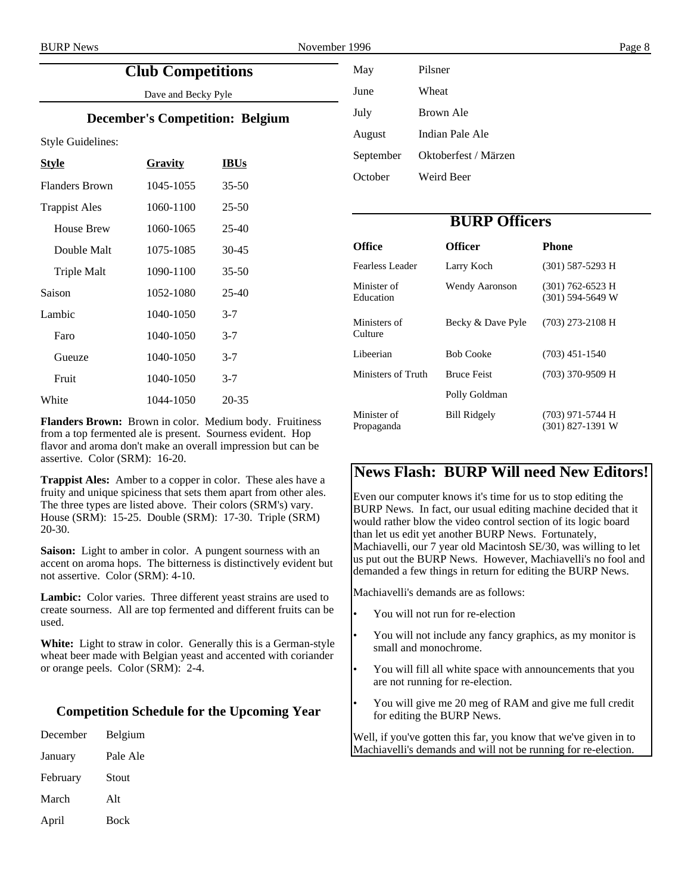## Club Competitions

Dave and Becky Pyle

### December's Competition: Belgium

Style Guidelines:

| Style | Gravity | IBUs |
|---|---|---|
| Flanders Brown | 1045-1055 | 35-50 |
| Trappist Ales | 1060-1100 | 25-50 |
| House Brew | 1060-1065 | 25-40 |
| Double Malt | 1075-1085 | 30-45 |
| Triple Malt | 1090-1100 | 35-50 |
| Saison | 1052-1080 | 25-40 |
| Lambic | 1040-1050 | 3-7 |
| Faro | 1040-1050 | 3-7 |
| Gueuze | 1040-1050 | 3-7 |
| Fruit | 1040-1050 | 3-7 |
| White | 1044-1050 | 20-35 |

**Flanders Brown:** Brown in color. Medium body. Fruitiness from a top fermented ale is present. Sourness evident. Hop flavor and aroma don't make an overall impression but can be assertive. Color (SRM): 16-20.

**Trappist Ales:** Amber to a copper in color. These ales have a fruity and unique spiciness that sets them apart from other ales. The three types are listed above. Their colors (SRM's) vary. House (SRM): 15-25. Double (SRM): 17-30. Triple (SRM) 20-30.

**Saison:** Light to amber in color. A pungent sourness with an accent on aroma hops. The bitterness is distinctively evident but not assertive. Color (SRM): 4-10.

**Lambic:** Color varies. Three different yeast strains are used to create sourness. All are top fermented and different fruits can be used.

**White:** Light to straw in color. Generally this is a German-style wheat beer made with Belgian yeast and accented with coriander or orange peels. Color (SRM): 2-4.

### Competition Schedule for the Upcoming Year

| | |
|---|---|
| December | Belgium |
| January | Pale Ale |
| February | Stout |
| March | Alt |
| April | Bock |
| May | Pilsner |
| June | Wheat |
| July | Brown Ale |
| August | Indian Pale Ale |
| September | Oktoberfest / Märzen |
| October | Weird Beer |

## BURP Officers

| Office | Officer | Phone |
|---|---|---|
| Fearless Leader | Larry Koch | (301) 587-5293 H |
| Minister of Education | Wendy Aaronson | (301) 762-6523 H<br>(301) 594-5649 W |
| Ministers of Culture | Becky & Dave Pyle | (703) 273-2108 H |
| Libeerian | Bob Cooke | (703) 451-1540 |
| Ministers of Truth | Bruce Feist | (703) 370-9509 H |
| | Polly Goldman | |
| Minister of Propaganda | Bill Ridgely | (703) 971-5744 H<br>(301) 827-1391 W |

## News Flash: BURP Will need New Editors!

Even our computer knows it's time for us to stop editing the BURP News. In fact, our usual editing machine decided that it would rather blow the video control section of its logic board than let us edit yet another BURP News. Fortunately, Machiavelli, our 7 year old Macintosh SE/30, was willing to let us put out the BURP News. However, Machiavelli's no fool and demanded a few things in return for editing the BURP News.

Machiavelli's demands are as follows:

- You will not run for re-election
- You will not include any fancy graphics, as my monitor is small and monochrome.
- You will fill all white space with announcements that you are not running for re-election.
- You will give me 20 meg of RAM and give me full credit for editing the BURP News.

Well, if you've gotten this far, you know that we've given in to Machiavelli's demands and will not be running for re-election.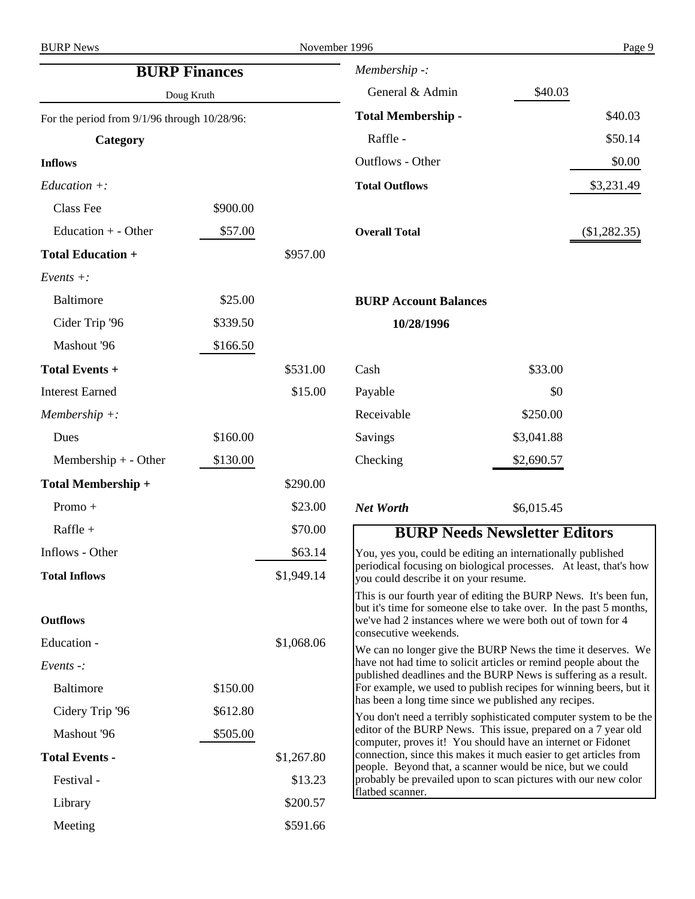## BURP Finances

Doug Kruth

For the period from 9/1/96 through 10/28/96:

| Category | | |
|---|---|---|
| **Inflows** | | |
| *Education +:* | | |
| Class Fee | $900.00 | |
| Education + - Other | $57.00 | |
| **Total Education +** | | $957.00 |
| *Events +:* | | |
| Baltimore | $25.00 | |
| Cider Trip '96 | $339.50 | |
| Mashout '96 | $166.50 | |
| **Total Events +** | | $531.00 |
| Interest Earned | | $15.00 |
| *Membership +:* | | |
| Dues | $160.00 | |
| Membership + - Other | $130.00 | |
| **Total Membership +** | | $290.00 |
| Promo + | | $23.00 |
| Raffle + | | $70.00 |
| Inflows - Other | | $63.14 |
| **Total Inflows** | | $1,949.14 |
| | | |
| **Outflows** | | |
| Education - | | $1,068.06 |
| *Events -:* | | |
| Baltimore | $150.00 | |
| Cidery Trip '96 | $612.80 | |
| Mashout '96 | $505.00 | |
| **Total Events -** | | $1,267.80 |
| Festival - | | $13.23 |
| Library | | $200.57 |
| Meeting | | $591.66 |
| *Membership -:* | | |
| General & Admin | $40.03 | |
| **Total Membership -** | | $40.03 |
| Raffle - | | $50.14 |
| Outflows - Other | | $0.00 |
| **Total Outflows** | | $3,231.49 |
| | | |
| **Overall Total** | | ($1,282.35) |

**BURP Account Balances**

**10/28/1996**

| | |
|---|---|
| Cash | $33.00 |
| Payable | $0 |
| Receivable | $250.00 |
| Savings | $3,041.88 |
| Checking | $2,690.57 |
| | |
| ***Net Worth*** | $6,015.45 |

## BURP Needs Newsletter Editors

You, yes you, could be editing an internationally published periodical focusing on biological processes. At least, that's how you could describe it on your resume.

This is our fourth year of editing the BURP News. It's been fun, but it's time for someone else to take over. In the past 5 months, we've had 2 instances where we were both out of town for 4 consecutive weekends.

We can no longer give the BURP News the time it deserves. We have not had time to solicit articles or remind people about the published deadlines and the BURP News is suffering as a result. For example, we used to publish recipes for winning beers, but it has been a long time since we published any recipes.

You don't need a terribly sophisticated computer system to be the editor of the BURP News. This issue, prepared on a 7 year old computer, proves it! You should have an internet or Fidonet connection, since this makes it much easier to get articles from people. Beyond that, a scanner would be nice, but we could probably be prevailed upon to scan pictures with our new color flatbed scanner.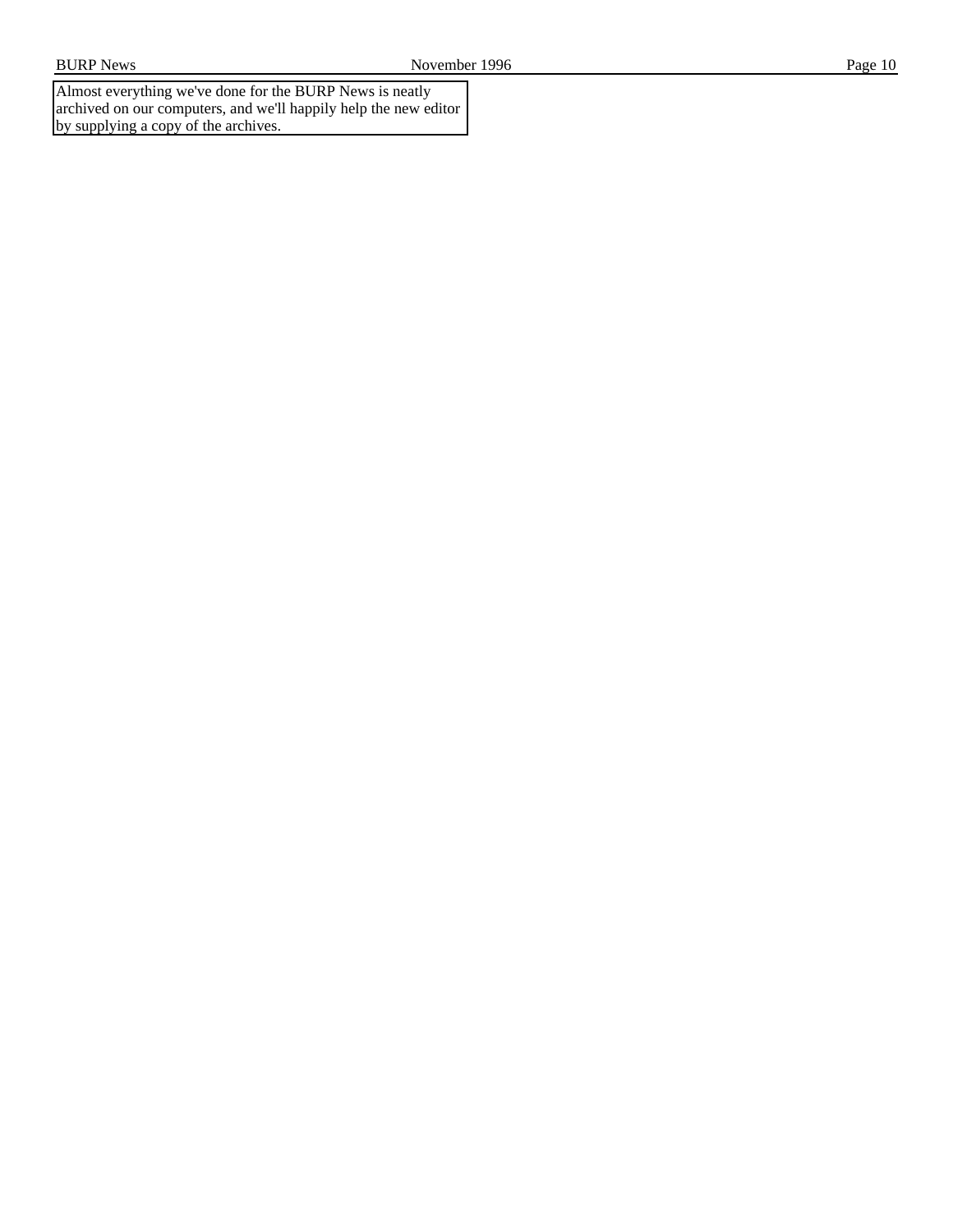Almost everything we've done for the BURP News is neatly archived on our computers, and we'll happily help the new editor by supplying a copy of the archives.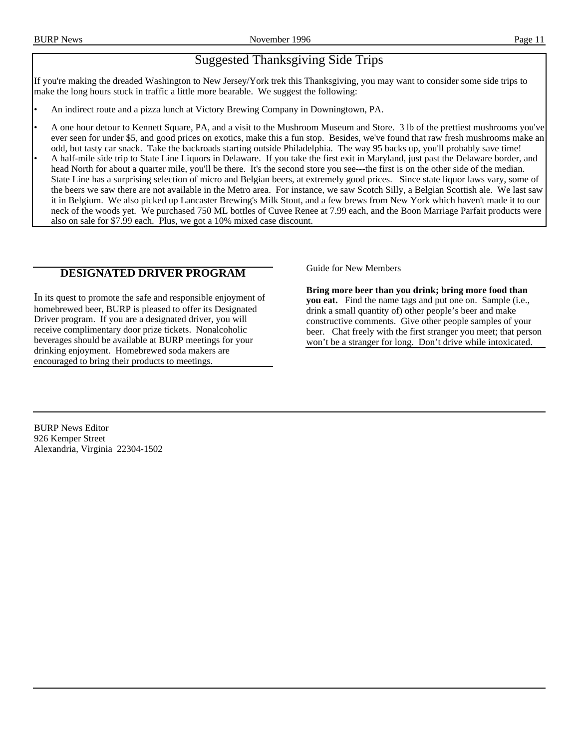## Suggested Thanksgiving Side Trips

If you're making the dreaded Washington to New Jersey/York trek this Thanksgiving, you may want to consider some side trips to make the long hours stuck in traffic a little more bearable. We suggest the following:

- An indirect route and a pizza lunch at Victory Brewing Company in Downingtown, PA.
- A one hour detour to Kennett Square, PA, and a visit to the Mushroom Museum and Store. 3 lb of the prettiest mushrooms you've ever seen for under $5, and good prices on exotics, make this a fun stop. Besides, we've found that raw fresh mushrooms make an odd, but tasty car snack. Take the backroads starting outside Philadelphia. The way 95 backs up, you'll probably save time!
- A half-mile side trip to State Line Liquors in Delaware. If you take the first exit in Maryland, just past the Delaware border, and head North for about a quarter mile, you'll be there. It's the second store you see---the first is on the other side of the median. State Line has a surprising selection of micro and Belgian beers, at extremely good prices. Since state liquor laws vary, some of the beers we saw there are not available in the Metro area. For instance, we saw Scotch Silly, a Belgian Scottish ale. We last saw it in Belgium. We also picked up Lancaster Brewing's Milk Stout, and a few brews from New York which haven't made it to our neck of the woods yet. We purchased 750 ML bottles of Cuvee Renee at 7.99 each, and the Boon Marriage Parfait products were also on sale for $7.99 each. Plus, we got a 10% mixed case discount.

## DESIGNATED DRIVER PROGRAM

In its quest to promote the safe and responsible enjoyment of homebrewed beer, BURP is pleased to offer its Designated Driver program. If you are a designated driver, you will receive complimentary door prize tickets. Nonalcoholic beverages should be available at BURP meetings for your drinking enjoyment. Homebrewed soda makers are encouraged to bring their products to meetings.

Guide for New Members

**Bring more beer than you drink; bring more food than you eat.** Find the name tags and put one on. Sample (i.e., drink a small quantity of) other people's beer and make constructive comments. Give other people samples of your beer. Chat freely with the first stranger you meet; that person won't be a stranger for long. Don't drive while intoxicated.

BURP News Editor
926 Kemper Street
Alexandria, Virginia 22304-1502